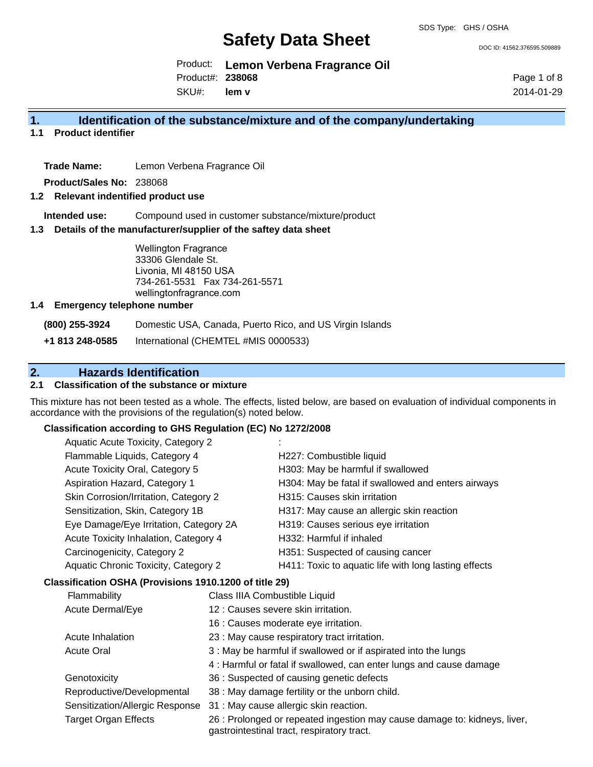SDS Type: GHS / OSHA

# Safety Data Sheet

DOC ID: 41562.376595.509889

Product: **Lemon Verbena Fragrance Oil**
Product#: **238068**
SKU#: **lem v**

2014-01-29

## 1. Identification of the substance/mixture and of the company/undertaking

### 1.1 Product identifier

**Trade Name:** Lemon Verbena Fragrance Oil

**Product/Sales No:** 238068

### 1.2 Relevant indentified product use

**Intended use:** Compound used in customer substance/mixture/product

### 1.3 Details of the manufacturer/supplier of the saftey data sheet

Wellington Fragrance
33306 Glendale St.
Livonia, MI 48150 USA
734-261-5531 Fax 734-261-5571
wellingtonfragrance.com

### 1.4 Emergency telephone number

| | |
|---|---|
| **(800) 255-3924** | Domestic USA, Canada, Puerto Rico, and US Virgin Islands |
| **+1 813 248-0585** | International (CHEMTEL #MIS 0000533) |

## 2. Hazards Identification

### 2.1 Classification of the substance or mixture

This mixture has not been tested as a whole. The effects, listed below, are based on evaluation of individual components in accordance with the provisions of the regulation(s) noted below.

**Classification according to GHS Regulation (EC) No 1272/2008**

| | |
|---|---|
| Aquatic Acute Toxicity, Category 2 | : |
| Flammable Liquids, Category 4 | H227: Combustible liquid |
| Acute Toxicity Oral, Category 5 | H303: May be harmful if swallowed |
| Aspiration Hazard, Category 1 | H304: May be fatal if swallowed and enters airways |
| Skin Corrosion/Irritation, Category 2 | H315: Causes skin irritation |
| Sensitization, Skin, Category 1B | H317: May cause an allergic skin reaction |
| Eye Damage/Eye Irritation, Category 2A | H319: Causes serious eye irritation |
| Acute Toxicity Inhalation, Category 4 | H332: Harmful if inhaled |
| Carcinogenicity, Category 2 | H351: Suspected of causing cancer |
| Aquatic Chronic Toxicity, Category 2 | H411: Toxic to aquatic life with long lasting effects |

**Classification OSHA (Provisions 1910.1200 of title 29)**

| | |
|---|---|
| Flammability | Class IIIA Combustible Liquid |
| Acute Dermal/Eye | 12 : Causes severe skin irritation. |
| | 16 : Causes moderate eye irritation. |
| Acute Inhalation | 23 : May cause respiratory tract irritation. |
| Acute Oral | 3 : May be harmful if swallowed or if aspirated into the lungs |
| | 4 : Harmful or fatal if swallowed, can enter lungs and cause damage |
| Genotoxicity | 36 : Suspected of causing genetic defects |
| Reproductive/Developmental | 38 : May damage fertility or the unborn child. |
| Sensitization/Allergic Response | 31 : May cause allergic skin reaction. |
| Target Organ Effects | 26 : Prolonged or repeated ingestion may cause damage to: kidneys, liver, gastrointestinal tract, respiratory tract. |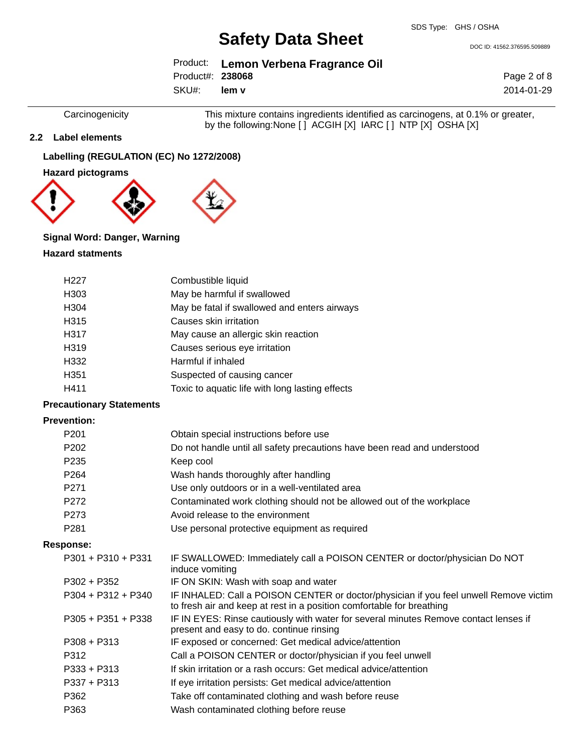| Carcinogenicity | This mixture contains ingredients identified as carcinogens, at 0.1% or greater, by the following:None [ ] ACGIH [X] IARC [ ] NTP [X] OSHA [X] |
|---|---|

### 2.2 Label elements

**Labelling (REGULATION (EC) No 1272/2008)**

**Hazard pictograms**

**Signal Word: Danger, Warning**

**Hazard statments**

| | |
|---|---|
| H227 | Combustible liquid |
| H303 | May be harmful if swallowed |
| H304 | May be fatal if swallowed and enters airways |
| H315 | Causes skin irritation |
| H317 | May cause an allergic skin reaction |
| H319 | Causes serious eye irritation |
| H332 | Harmful if inhaled |
| H351 | Suspected of causing cancer |
| H411 | Toxic to aquatic life with long lasting effects |

**Precautionary Statements**

**Prevention:**

| | |
|---|---|
| P201 | Obtain special instructions before use |
| P202 | Do not handle until all safety precautions have been read and understood |
| P235 | Keep cool |
| P264 | Wash hands thoroughly after handling |
| P271 | Use only outdoors or in a well-ventilated area |
| P272 | Contaminated work clothing should not be allowed out of the workplace |
| P273 | Avoid release to the environment |
| P281 | Use personal protective equipment as required |

**Response:**

| | |
|---|---|
| P301 + P310 + P331 | IF SWALLOWED: Immediately call a POISON CENTER or doctor/physician Do NOT induce vomiting |
| P302 + P352 | IF ON SKIN: Wash with soap and water |
| P304 + P312 + P340 | IF INHALED: Call a POISON CENTER or doctor/physician if you feel unwell Remove victim to fresh air and keep at rest in a position comfortable for breathing |
| P305 + P351 + P338 | IF IN EYES: Rinse cautiously with water for several minutes Remove contact lenses if present and easy to do. continue rinsing |
| P308 + P313 | IF exposed or concerned: Get medical advice/attention |
| P312 | Call a POISON CENTER or doctor/physician if you feel unwell |
| P333 + P313 | If skin irritation or a rash occurs: Get medical advice/attention |
| P337 + P313 | If eye irritation persists: Get medical advice/attention |
| P362 | Take off contaminated clothing and wash before reuse |
| P363 | Wash contaminated clothing before reuse |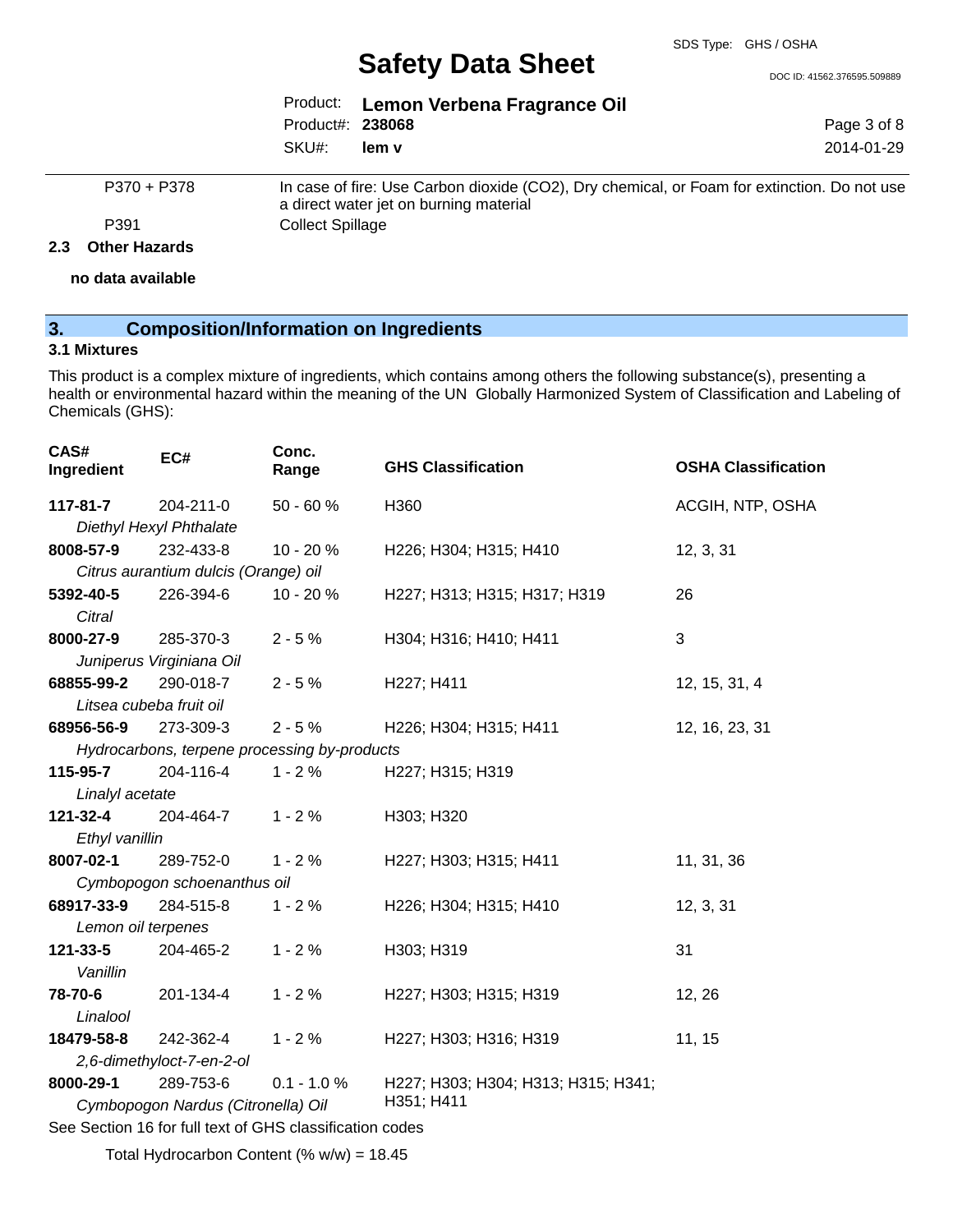| | |
|---|---|
| P370 + P378 | In case of fire: Use Carbon dioxide ($CO_2$), Dry chemical, or Foam for extinction. Do not use a direct water jet on burning material |
| P391 | Collect Spillage |

### 2.3 Other Hazards

**no data available**

## 3. Composition/Information on Ingredients

### 3.1 Mixtures

This product is a complex mixture of ingredients, which contains among others the following substance(s), presenting a health or environmental hazard within the meaning of the UN Globally Harmonized System of Classification and Labeling of Chemicals (GHS):

| CAS# Ingredient | EC# | Conc. Range | GHS Classification | OSHA Classification |
|---|---|---|---|---|
| **117-81-7** *Diethyl Hexyl Phthalate* | 204-211-0 | 50 - 60 % | H360 | ACGIH, NTP, OSHA |
| **8008-57-9** *Citrus aurantium dulcis (Orange) oil* | 232-433-8 | 10 - 20 % | H226; H304; H315; H410 | 12, 3, 31 |
| **5392-40-5** *Citral* | 226-394-6 | 10 - 20 % | H227; H313; H315; H317; H319 | 26 |
| **8000-27-9** *Juniperus Virginiana Oil* | 285-370-3 | 2 - 5 % | H304; H316; H410; H411 | 3 |
| **68855-99-2** *Litsea cubeba fruit oil* | 290-018-7 | 2 - 5 % | H227; H411 | 12, 15, 31, 4 |
| **68956-56-9** *Hydrocarbons, terpene processing by-products* | 273-309-3 | 2 - 5 % | H226; H304; H315; H411 | 12, 16, 23, 31 |
| **115-95-7** *Linalyl acetate* | 204-116-4 | 1 - 2 % | H227; H315; H319 | |
| **121-32-4** *Ethyl vanillin* | 204-464-7 | 1 - 2 % | H303; H320 | |
| **8007-02-1** *Cymbopogon schoenanthus oil* | 289-752-0 | 1 - 2 % | H227; H303; H315; H411 | 11, 31, 36 |
| **68917-33-9** *Lemon oil terpenes* | 284-515-8 | 1 - 2 % | H226; H304; H315; H410 | 12, 3, 31 |
| **121-33-5** *Vanillin* | 204-465-2 | 1 - 2 % | H303; H319 | 31 |
| **78-70-6** *Linalool* | 201-134-4 | 1 - 2 % | H227; H303; H315; H319 | 12, 26 |
| **18479-58-8** *2,6-dimethyloct-7-en-2-ol* | 242-362-4 | 1 - 2 % | H227; H303; H316; H319 | 11, 15 |
| **8000-29-1** *Cymbopogon Nardus (Citronella) Oil* | 289-753-6 | 0.1 - 1.0 % | H227; H303; H304; H313; H315; H341; H351; H411 | |

See Section 16 for full text of GHS classification codes

Total Hydrocarbon Content (% w/w) = 18.45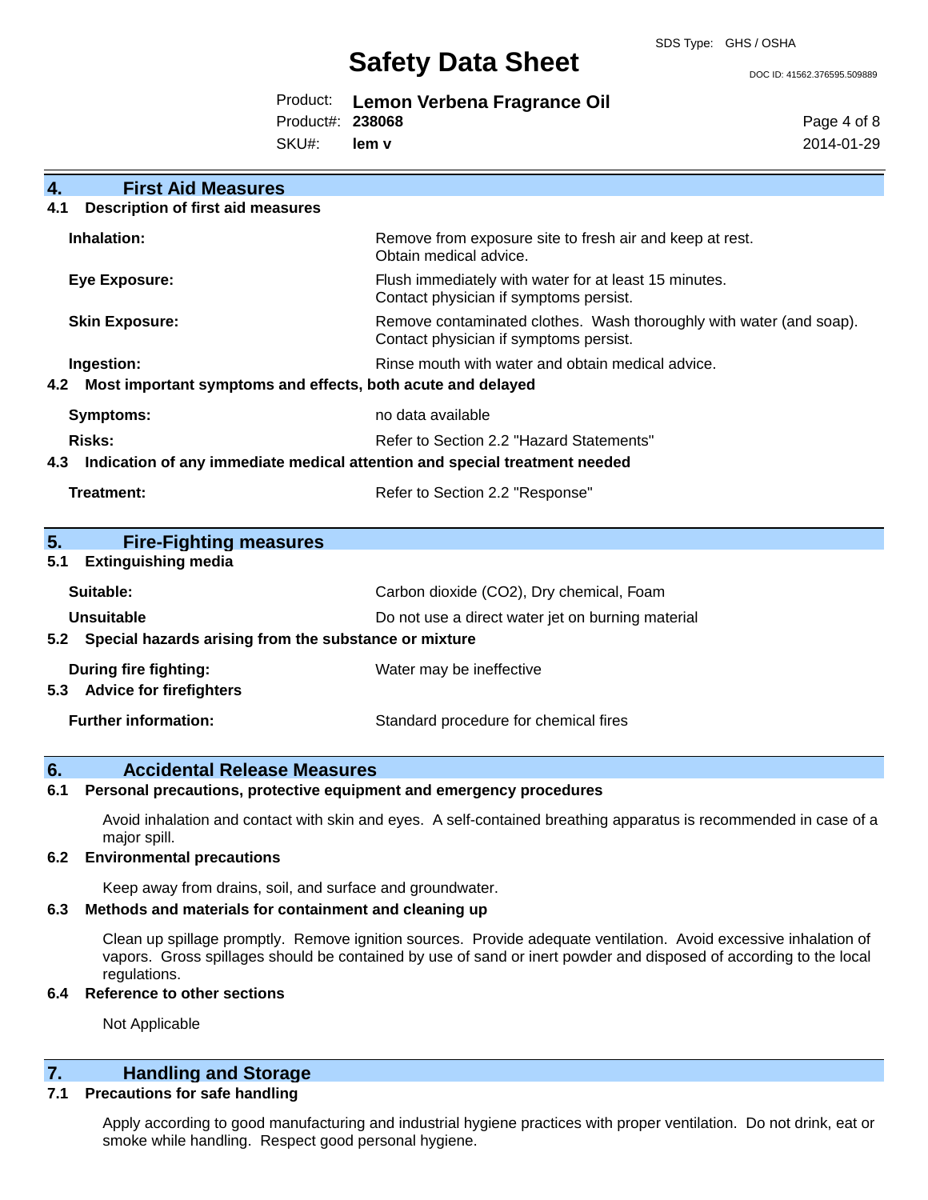## 4. First Aid Measures

### 4.1 Description of first aid measures

| | |
|---|---|
| **Inhalation:** | Remove from exposure site to fresh air and keep at rest. Obtain medical advice. |
| **Eye Exposure:** | Flush immediately with water for at least 15 minutes. Contact physician if symptoms persist. |
| **Skin Exposure:** | Remove contaminated clothes. Wash thoroughly with water (and soap). Contact physician if symptoms persist. |
| **Ingestion:** | Rinse mouth with water and obtain medical advice. |

### 4.2 Most important symptoms and effects, both acute and delayed

| | |
|---|---|
| **Symptoms:** | no data available |
| **Risks:** | Refer to Section 2.2 "Hazard Statements" |

### 4.3 Indication of any immediate medical attention and special treatment needed

| | |
|---|---|
| **Treatment:** | Refer to Section 2.2 "Response" |

## 5. Fire-Fighting measures

### 5.1 Extinguishing media

| | |
|---|---|
| **Suitable:** | Carbon dioxide ($CO_2$), Dry chemical, Foam |
| **Unsuitable** | Do not use a direct water jet on burning material |

### 5.2 Special hazards arising from the substance or mixture

| | |
|---|---|
| **During fire fighting:** | Water may be ineffective |

### 5.3 Advice for firefighters

| | |
|---|---|
| **Further information:** | Standard procedure for chemical fires |

## 6. Accidental Release Measures

### 6.1 Personal precautions, protective equipment and emergency procedures

Avoid inhalation and contact with skin and eyes. A self-contained breathing apparatus is recommended in case of a major spill.

### 6.2 Environmental precautions

Keep away from drains, soil, and surface and groundwater.

### 6.3 Methods and materials for containment and cleaning up

Clean up spillage promptly. Remove ignition sources. Provide adequate ventilation. Avoid excessive inhalation of vapors. Gross spillages should be contained by use of sand or inert powder and disposed of according to the local regulations.

### 6.4 Reference to other sections

Not Applicable

## 7. Handling and Storage

### 7.1 Precautions for safe handling

Apply according to good manufacturing and industrial hygiene practices with proper ventilation. Do not drink, eat or smoke while handling. Respect good personal hygiene.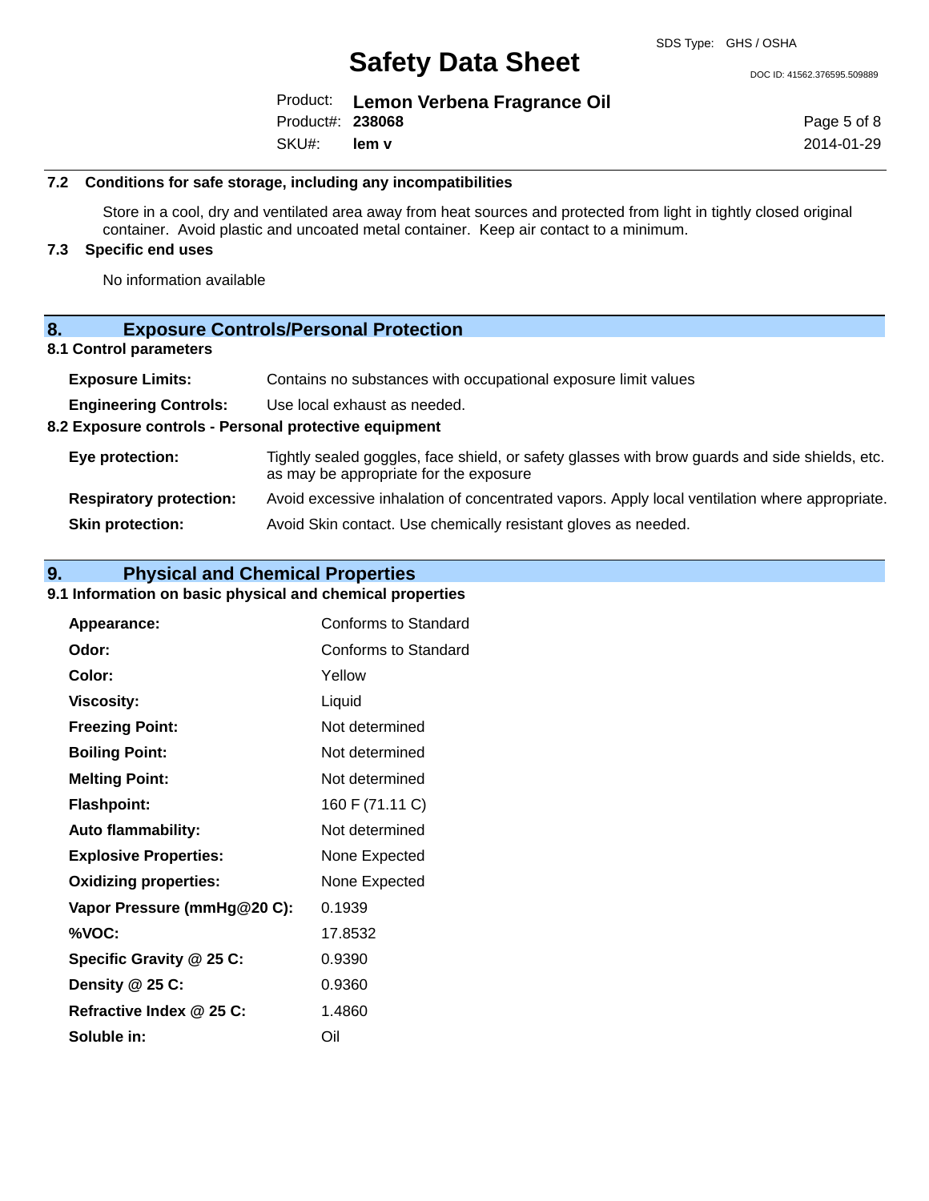### 7.2 Conditions for safe storage, including any incompatibilities

Store in a cool, dry and ventilated area away from heat sources and protected from light in tightly closed original container. Avoid plastic and uncoated metal container. Keep air contact to a minimum.

### 7.3 Specific end uses

No information available

## 8. Exposure Controls/Personal Protection

### 8.1 Control parameters

**Exposure Limits:** Contains no substances with occupational exposure limit values

**Engineering Controls:** Use local exhaust as needed.

### 8.2 Exposure controls - Personal protective equipment

**Eye protection:** Tightly sealed goggles, face shield, or safety glasses with brow guards and side shields, etc. as may be appropriate for the exposure

**Respiratory protection:** Avoid excessive inhalation of concentrated vapors. Apply local ventilation where appropriate.

**Skin protection:** Avoid Skin contact. Use chemically resistant gloves as needed.

## 9. Physical and Chemical Properties

### 9.1 Information on basic physical and chemical properties

| Property | Value |
|---|---|
| **Appearance:** | Conforms to Standard |
| **Odor:** | Conforms to Standard |
| **Color:** | Yellow |
| **Viscosity:** | Liquid |
| **Freezing Point:** | Not determined |
| **Boiling Point:** | Not determined |
| **Melting Point:** | Not determined |
| **Flashpoint:** | 160 F (71.11 C) |
| **Auto flammability:** | Not determined |
| **Explosive Properties:** | None Expected |
| **Oxidizing properties:** | None Expected |
| **Vapor Pressure (mmHg@20 C):** | 0.1939 |
| **%VOC:** | 17.8532 |
| **Specific Gravity @ 25 C:** | 0.9390 |
| **Density @ 25 C:** | 0.9360 |
| **Refractive Index @ 25 C:** | 1.4860 |
| **Soluble in:** | Oil |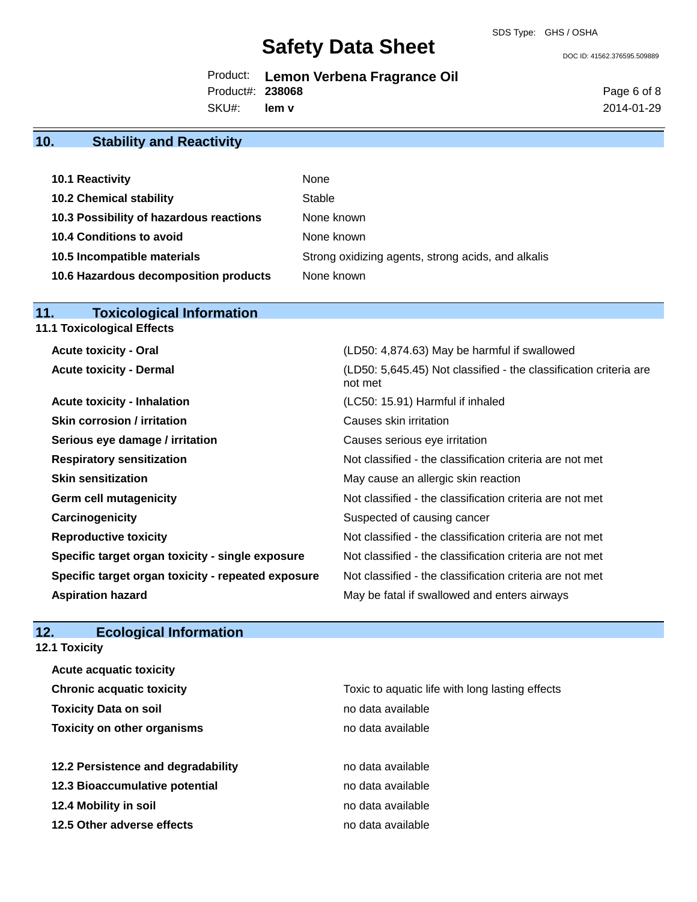## 10. Stability and Reactivity

| | |
|---|---|
| **10.1 Reactivity** | None |
| **10.2 Chemical stability** | Stable |
| **10.3 Possibility of hazardous reactions** | None known |
| **10.4 Conditions to avoid** | None known |
| **10.5 Incompatible materials** | Strong oxidizing agents, strong acids, and alkalis |
| **10.6 Hazardous decomposition products** | None known |

## 11. Toxicological Information

### 11.1 Toxicological Effects

| | |
|---|---|
| **Acute toxicity - Oral** | (LD50: 4,874.63) May be harmful if swallowed |
| **Acute toxicity - Dermal** | (LD50: 5,645.45) Not classified - the classification criteria are not met |
| **Acute toxicity - Inhalation** | (LC50: 15.91) Harmful if inhaled |
| **Skin corrosion / irritation** | Causes skin irritation |
| **Serious eye damage / irritation** | Causes serious eye irritation |
| **Respiratory sensitization** | Not classified - the classification criteria are not met |
| **Skin sensitization** | May cause an allergic skin reaction |
| **Germ cell mutagenicity** | Not classified - the classification criteria are not met |
| **Carcinogenicity** | Suspected of causing cancer |
| **Reproductive toxicity** | Not classified - the classification criteria are not met |
| **Specific target organ toxicity - single exposure** | Not classified - the classification criteria are not met |
| **Specific target organ toxicity - repeated exposure** | Not classified - the classification criteria are not met |
| **Aspiration hazard** | May be fatal if swallowed and enters airways |

## 12. Ecological Information

### 12.1 Toxicity

| | |
|---|---|
| **Acute acquatic toxicity** | |
| **Chronic acquatic toxicity** | Toxic to aquatic life with long lasting effects |
| **Toxicity Data on soil** | no data available |
| **Toxicity on other organisms** | no data available |

| | |
|---|---|
| **12.2 Persistence and degradability** | no data available |
| **12.3 Bioaccumulative potential** | no data available |
| **12.4 Mobility in soil** | no data available |
| **12.5 Other adverse effects** | no data available |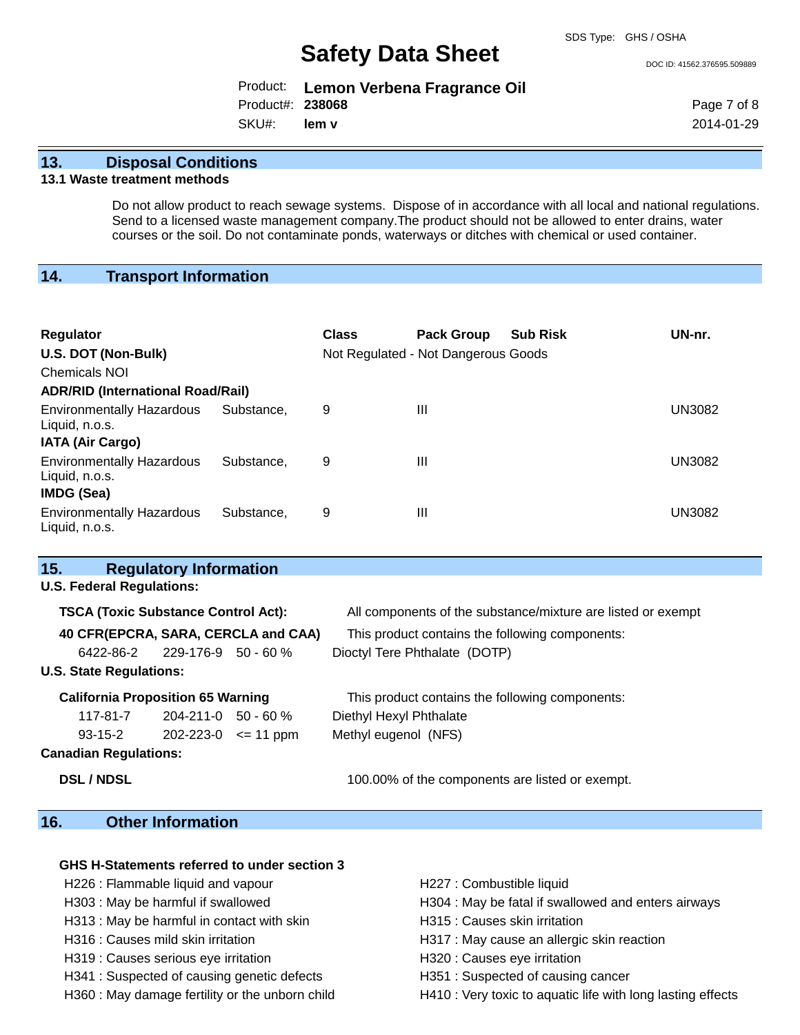## 13. Disposal Conditions

### 13.1 Waste treatment methods

Do not allow product to reach sewage systems. Dispose of in accordance with all local and national regulations. Send to a licensed waste management company.The product should not be allowed to enter drains, water courses or the soil. Do not contaminate ponds, waterways or ditches with chemical or used container.

## 14. Transport Information

| Regulator | Class | Pack Group | Sub Risk | UN-nr. |
|---|---|---|---|---|
| **U.S. DOT (Non-Bulk)** | Not Regulated - Not Dangerous Goods | | | |
| Chemicals NOI | | | | |
| **ADR/RID (International Road/Rail)** | | | | |
| Environmentally Hazardous Substance, Liquid, n.o.s. | 9 | III | | UN3082 |
| **IATA (Air Cargo)** | | | | |
| Environmentally Hazardous Substance, Liquid, n.o.s. | 9 | III | | UN3082 |
| **IMDG (Sea)** | | | | |
| Environmentally Hazardous Substance, Liquid, n.o.s. | 9 | III | | UN3082 |

## 15. Regulatory Information

**U.S. Federal Regulations:**

**TSCA (Toxic Substance Control Act):** All components of the substance/mixture are listed or exempt

**40 CFR(EPCRA, SARA, CERCLA and CAA)** This product contains the following components:

| | | | |
|---|---|---|---|
| 6422-86-2 | 229-176-9 | 50 - 60 % | Dioctyl Tere Phthalate (DOTP) |

**U.S. State Regulations:**

**California Proposition 65 Warning** This product contains the following components:

| | | | |
|---|---|---|---|
| 117-81-7 | 204-211-0 | 50 - 60 % | Diethyl Hexyl Phthalate |
| 93-15-2 | 202-223-0 | <= 11 ppm | Methyl eugenol (NFS) |

**Canadian Regulations:**

**DSL / NDSL** 100.00% of the components are listed or exempt.

## 16. Other Information

**GHS H-Statements referred to under section 3**

H226 : Flammable liquid and vapour
H227 : Combustible liquid
H303 : May be harmful if swallowed
H304 : May be fatal if swallowed and enters airways
H313 : May be harmful in contact with skin
H315 : Causes skin irritation
H316 : Causes mild skin irritation
H317 : May cause an allergic skin reaction
H319 : Causes serious eye irritation
H320 : Causes eye irritation
H341 : Suspected of causing genetic defects
H351 : Suspected of causing cancer
H360 : May damage fertility or the unborn child
H410 : Very toxic to aquatic life with long lasting effects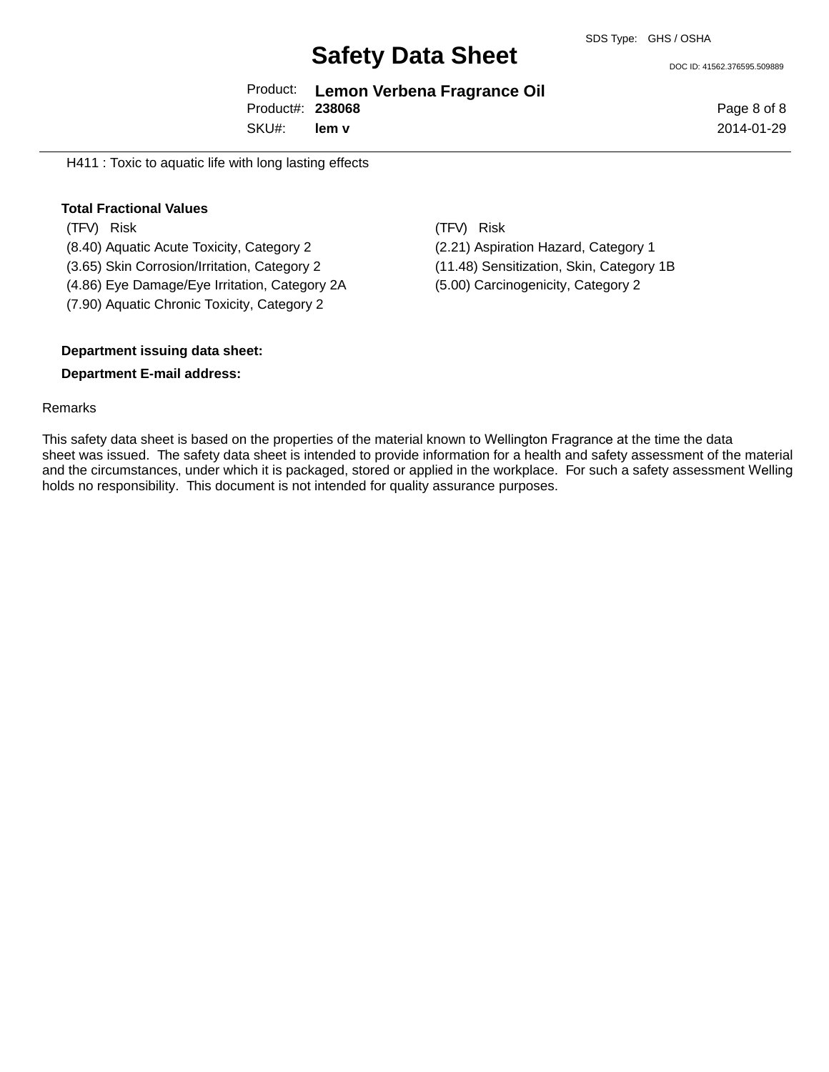H411 : Toxic to aquatic life with long lasting effects

**Total Fractional Values**

| (TFV) | Risk | (TFV) | Risk |
|---|---|---|---|
| (8.40) | Aquatic Acute Toxicity, Category 2 | (2.21) | Aspiration Hazard, Category 1 |
| (3.65) | Skin Corrosion/Irritation, Category 2 | (11.48) | Sensitization, Skin, Category 1B |
| (4.86) | Eye Damage/Eye Irritation, Category 2A | (5.00) | Carcinogenicity, Category 2 |
| (7.90) | Aquatic Chronic Toxicity, Category 2 | | |

**Department issuing data sheet:**

**Department E-mail address:**

Remarks

This safety data sheet is based on the properties of the material known to Wellington Fragrance at the time the data sheet was issued. The safety data sheet is intended to provide information for a health and safety assessment of the material and the circumstances, under which it is packaged, stored or applied in the workplace. For such a safety assessment Welling holds no responsibility. This document is not intended for quality assurance purposes.